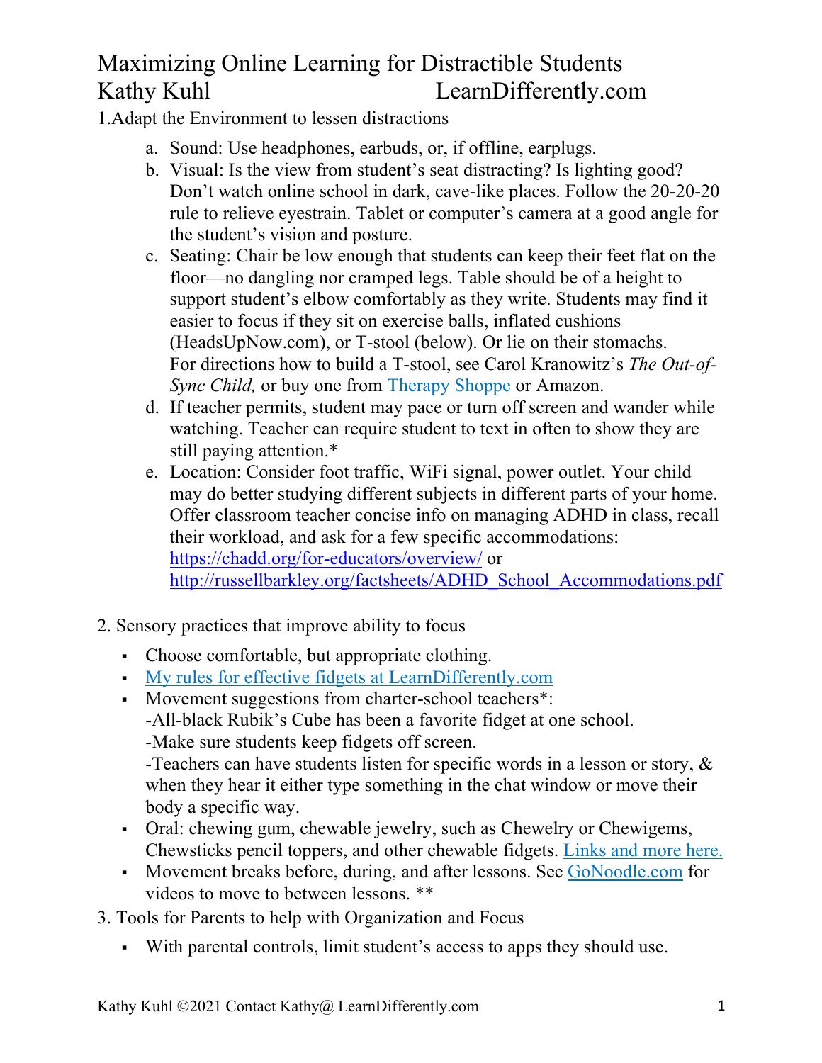# Maximizing Online Learning for Distractible Students

Kathy Kuhl LearnDifferently.com

1.Adapt the Environment to lessen distractions

a. Sound: Use headphones, earbuds, or, if offline, earplugs.

b. Visual: Is the view from student's seat distracting? Is lighting good? Don't watch online school in dark, cave-like places. Follow the 20-20-20 rule to relieve eyestrain. Tablet or computer's camera at a good angle for the student's vision and posture.

c. Seating: Chair be low enough that students can keep their feet flat on the floor—no dangling nor cramped legs. Table should be of a height to support student's elbow comfortably as they write. Students may find it easier to focus if they sit on exercise balls, inflated cushions (HeadsUpNow.com), or T-stool (below). Or lie on their stomachs. For directions how to build a T-stool, see Carol Kranowitz's *The Out-of-Sync Child,* or buy one from Therapy Shoppe or Amazon.

d. If teacher permits, student may pace or turn off screen and wander while watching. Teacher can require student to text in often to show they are still paying attention.*

e. Location: Consider foot traffic, WiFi signal, power outlet. Your child may do better studying different subjects in different parts of your home. Offer classroom teacher concise info on managing ADHD in class, recall their workload, and ask for a few specific accommodations: https://chadd.org/for-educators/overview/ or http://russellbarkley.org/factsheets/ADHD_School_Accommodations.pdf

2. Sensory practices that improve ability to focus

- Choose comfortable, but appropriate clothing.
- My rules for effective fidgets at LearnDifferently.com
- Movement suggestions from charter-school teachers*:
  -All-black Rubik's Cube has been a favorite fidget at one school.
  -Make sure students keep fidgets off screen.
  -Teachers can have students listen for specific words in a lesson or story, & when they hear it either type something in the chat window or move their body a specific way.
- Oral: chewing gum, chewable jewelry, such as Chewelry or Chewigems, Chewsticks pencil toppers, and other chewable fidgets. Links and more here.
- Movement breaks before, during, and after lessons. See GoNoodle.com for videos to move to between lessons. **

3. Tools for Parents to help with Organization and Focus

- With parental controls, limit student's access to apps they should use.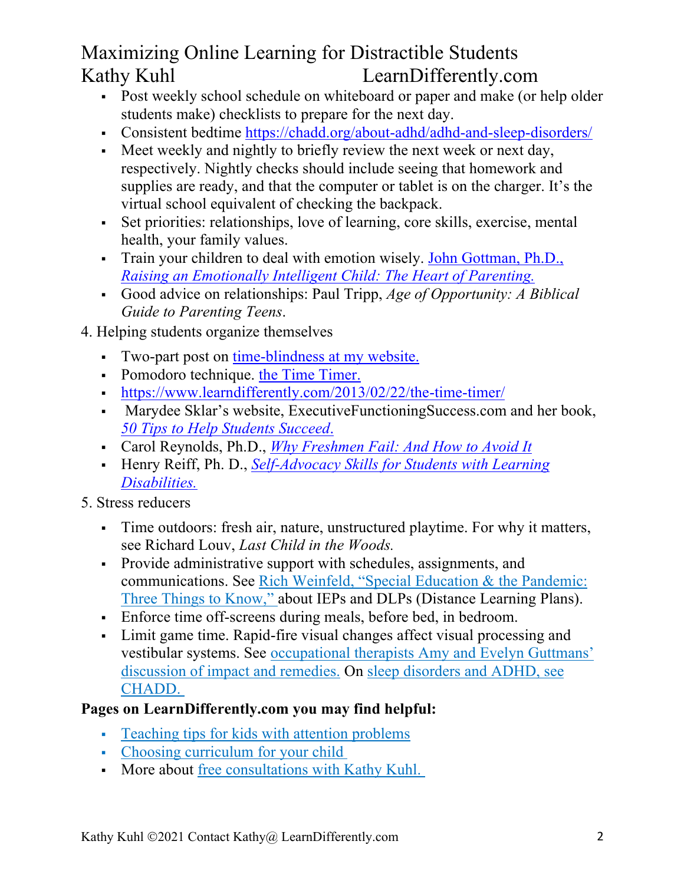- Post weekly school schedule on whiteboard or paper and make (or help older students make) checklists to prepare for the next day.
- Consistent bedtime https://chadd.org/about-adhd/adhd-and-sleep-disorders/
- Meet weekly and nightly to briefly review the next week or next day, respectively. Nightly checks should include seeing that homework and supplies are ready, and that the computer or tablet is on the charger. It's the virtual school equivalent of checking the backpack.
- Set priorities: relationships, love of learning, core skills, exercise, mental health, your family values.
- Train your children to deal with emotion wisely. John Gottman, Ph.D., *Raising an Emotionally Intelligent Child: The Heart of Parenting.*
- Good advice on relationships: Paul Tripp, *Age of Opportunity: A Biblical Guide to Parenting Teens*.

4. Helping students organize themselves

- Two-part post on time-blindness at my website.
- Pomodoro technique. the Time Timer.
- https://www.learndifferently.com/2013/02/22/the-time-timer/
- Marydee Sklar's website, ExecutiveFunctioningSuccess.com and her book, *50 Tips to Help Students Succeed.*
- Carol Reynolds, Ph.D., *Why Freshmen Fail: And How to Avoid It*
- Henry Reiff, Ph. D., *Self-Advocacy Skills for Students with Learning Disabilities.*

5. Stress reducers

- Time outdoors: fresh air, nature, unstructured playtime. For why it matters, see Richard Louv, *Last Child in the Woods.*
- Provide administrative support with schedules, assignments, and communications. See Rich Weinfeld, "Special Education & the Pandemic: Three Things to Know," about IEPs and DLPs (Distance Learning Plans).
- Enforce time off-screens during meals, before bed, in bedroom.
- Limit game time. Rapid-fire visual changes affect visual processing and vestibular systems. See occupational therapists Amy and Evelyn Guttmans' discussion of impact and remedies. On sleep disorders and ADHD, see CHADD.

**Pages on LearnDifferently.com you may find helpful:**

- Teaching tips for kids with attention problems
- Choosing curriculum for your child
- More about free consultations with Kathy Kuhl.